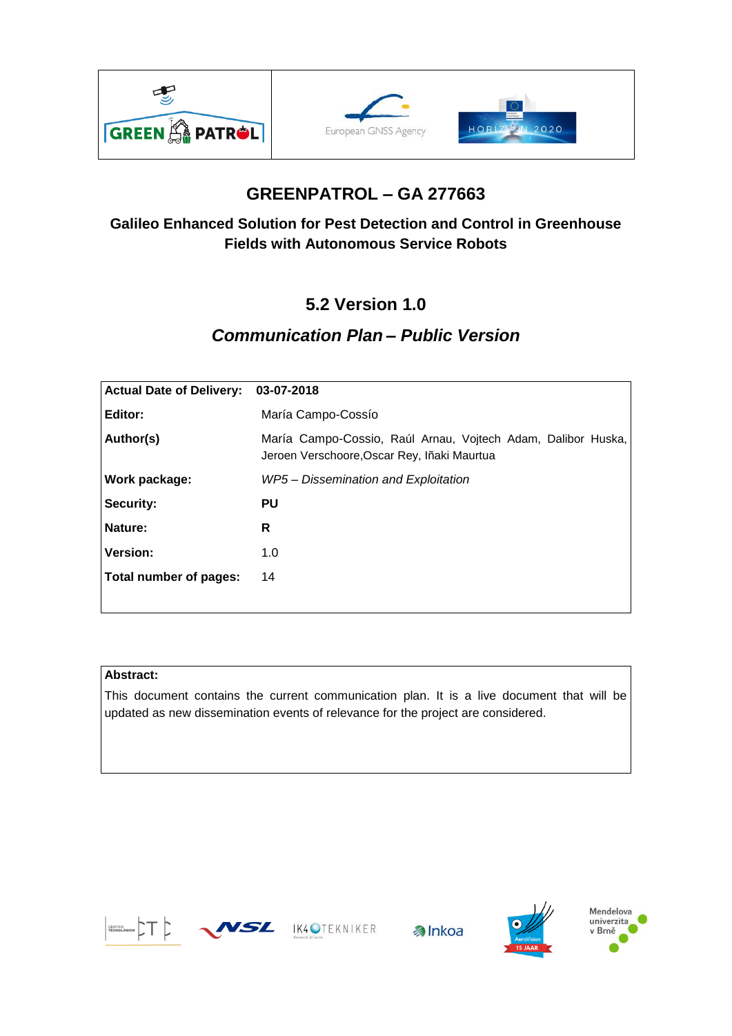# GREENPATROL – GA 277663

## Galileo Enhanced Solution for Pest Detection and Control in Greenhouse Fields with Autonomous Service Robots

## 5.2 Version 1.0

## *Communication Plan – Public Version*

| | |
|---|---|
| **Actual Date of Delivery:** | **03-07-2018** |
| **Editor:** | María Campo-Cossío |
| **Author(s)** | María Campo-Cossio, Raúl Arnau, Vojtech Adam, Dalibor Huska, Jeroen Verschoore,Oscar Rey, Iñaki Maurtua |
| **Work package:** | *WP5 – Dissemination and Exploitation* |
| **Security:** | **PU** |
| **Nature:** | **R** |
| **Version:** | 1.0 |
| **Total number of pages:** | 14 |

**Abstract:**

This document contains the current communication plan. It is a live document that will be updated as new dissemination events of relevance for the project are considered.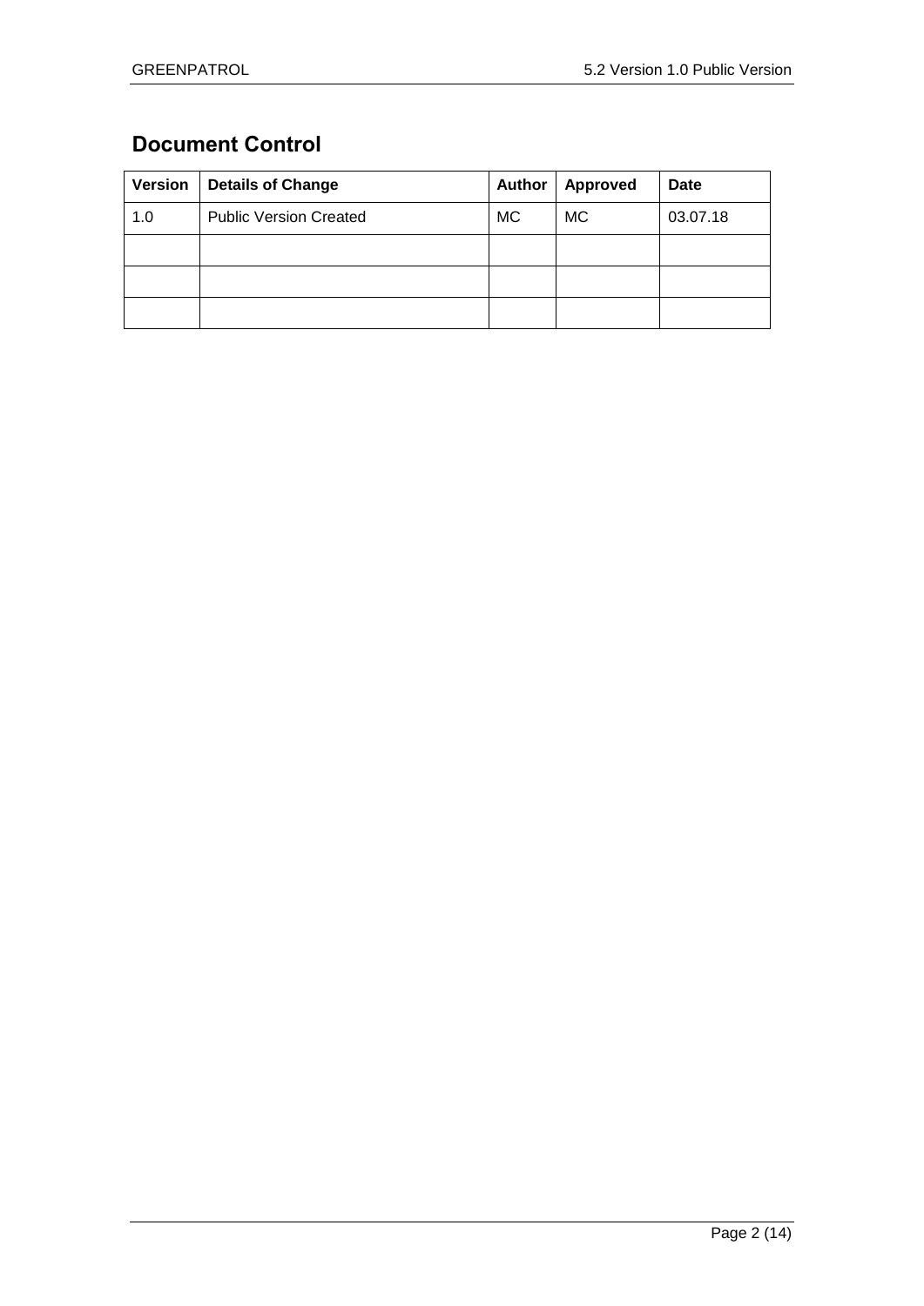# Document Control

| Version | Details of Change | Author | Approved | Date |
|---|---|---|---|---|
| 1.0 | Public Version Created | MC | MC | 03.07.18 |
| | | | | |
| | | | | |
| | | | | |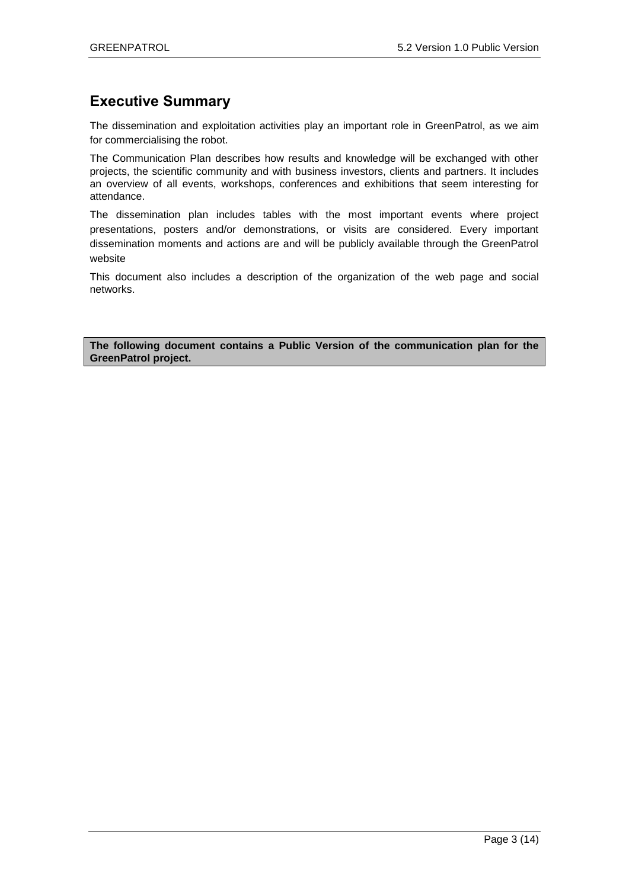# Executive Summary

The dissemination and exploitation activities play an important role in GreenPatrol, as we aim for commercialising the robot.

The Communication Plan describes how results and knowledge will be exchanged with other projects, the scientific community and with business investors, clients and partners. It includes an overview of all events, workshops, conferences and exhibitions that seem interesting for attendance.

The dissemination plan includes tables with the most important events where project presentations, posters and/or demonstrations, or visits are considered. Every important dissemination moments and actions are and will be publicly available through the GreenPatrol website

This document also includes a description of the organization of the web page and social networks.

**The following document contains a Public Version of the communication plan for the GreenPatrol project.**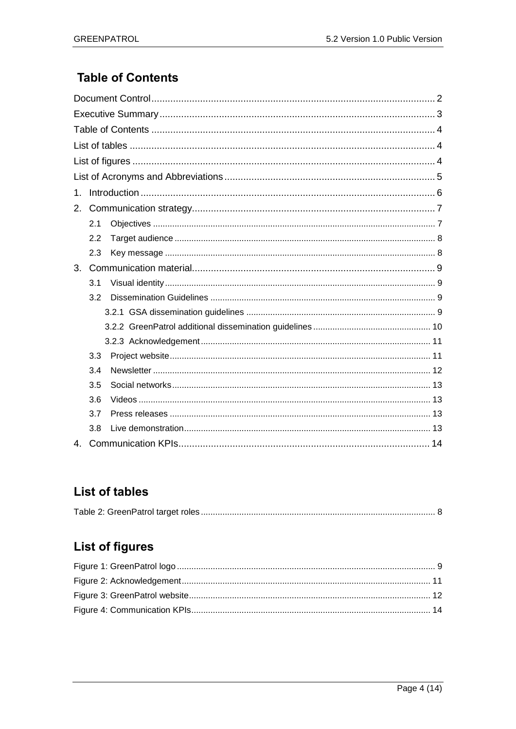# Table of Contents

Document Control ........................................................................................................ 2
Executive Summary ..................................................................................................... 3
Table of Contents ........................................................................................................ 4
List of tables ................................................................................................................ 4
List of figures ............................................................................................................... 4
List of Acronyms and Abbreviations ............................................................................. 5
1. Introduction ............................................................................................................ 6
2. Communication strategy.......................................................................................... 7
    2.1 Objectives ................................................................................................................... 7
    2.2 Target audience .......................................................................................................... 8
    2.3 Key message .............................................................................................................. 8
3. Communication material.......................................................................................... 9
    3.1 Visual identity .............................................................................................................. 9
    3.2 Dissemination Guidelines ............................................................................................ 9
        3.2.1 GSA dissemination guidelines .............................................................................. 9
        3.2.2 GreenPatrol additional dissemination guidelines ................................................. 10
        3.2.3 Acknowledgement .............................................................................................. 11
    3.3 Project website .......................................................................................................... 11
    3.4 Newsletter ................................................................................................................. 12
    3.5 Social networks .......................................................................................................... 13
    3.6 Videos ........................................................................................................................ 13
    3.7 Press releases ........................................................................................................... 13
    3.8 Live demonstration ..................................................................................................... 13
4. Communication KPIs............................................................................................. 14

## List of tables

Table 2: GreenPatrol target roles ................................................................................................ 8

## List of figures

Figure 1: GreenPatrol logo .......................................................................................................... 9
Figure 2: Acknowledgement ...................................................................................................... 11
Figure 3: GreenPatrol website .................................................................................................... 12
Figure 4: Communication KPIs ................................................................................................... 14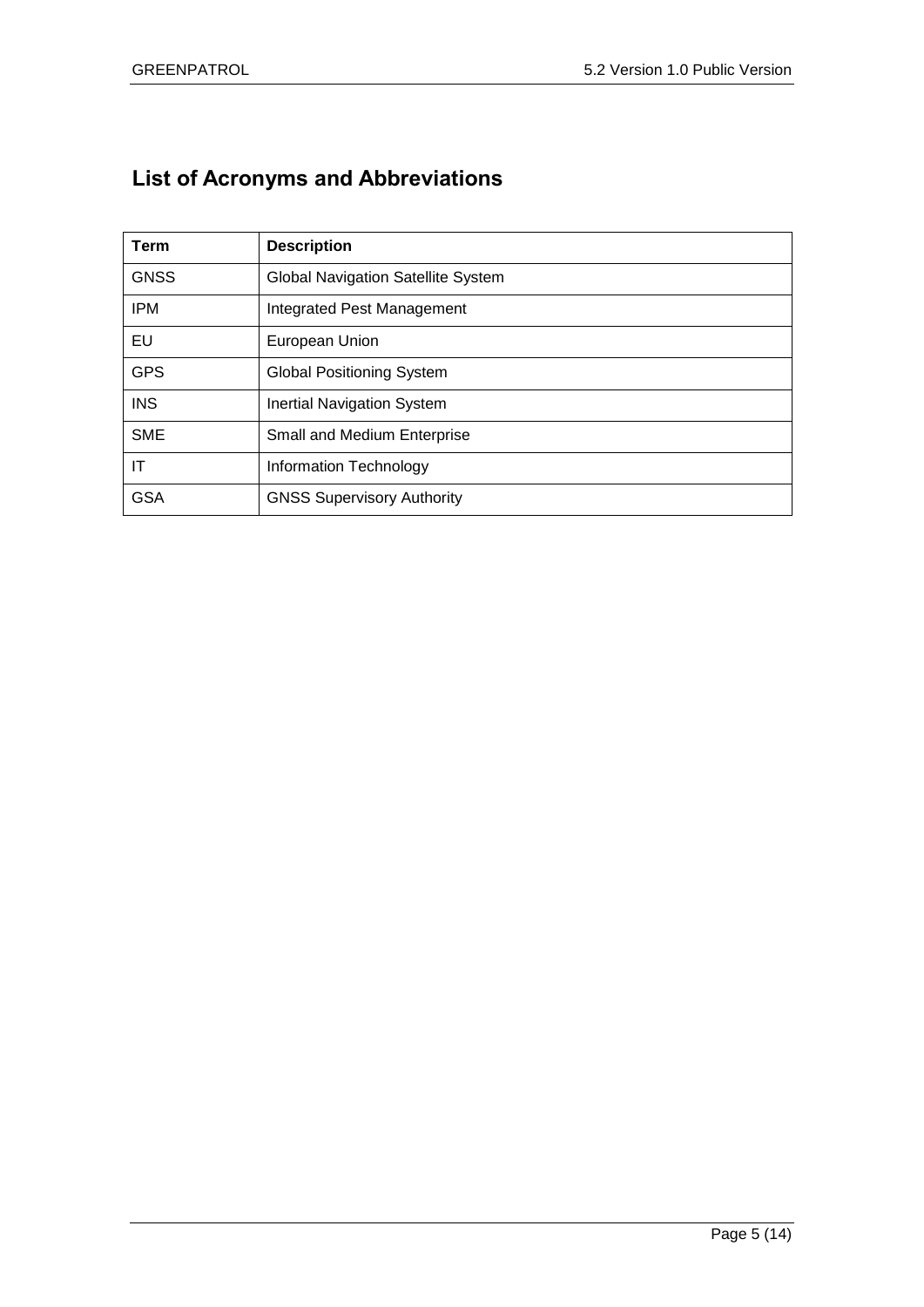## List of Acronyms and Abbreviations

| Term | Description |
| --- | --- |
| GNSS | Global Navigation Satellite System |
| IPM | Integrated Pest Management |
| EU | European Union |
| GPS | Global Positioning System |
| INS | Inertial Navigation System |
| SME | Small and Medium Enterprise |
| IT | Information Technology |
| GSA | GNSS Supervisory Authority |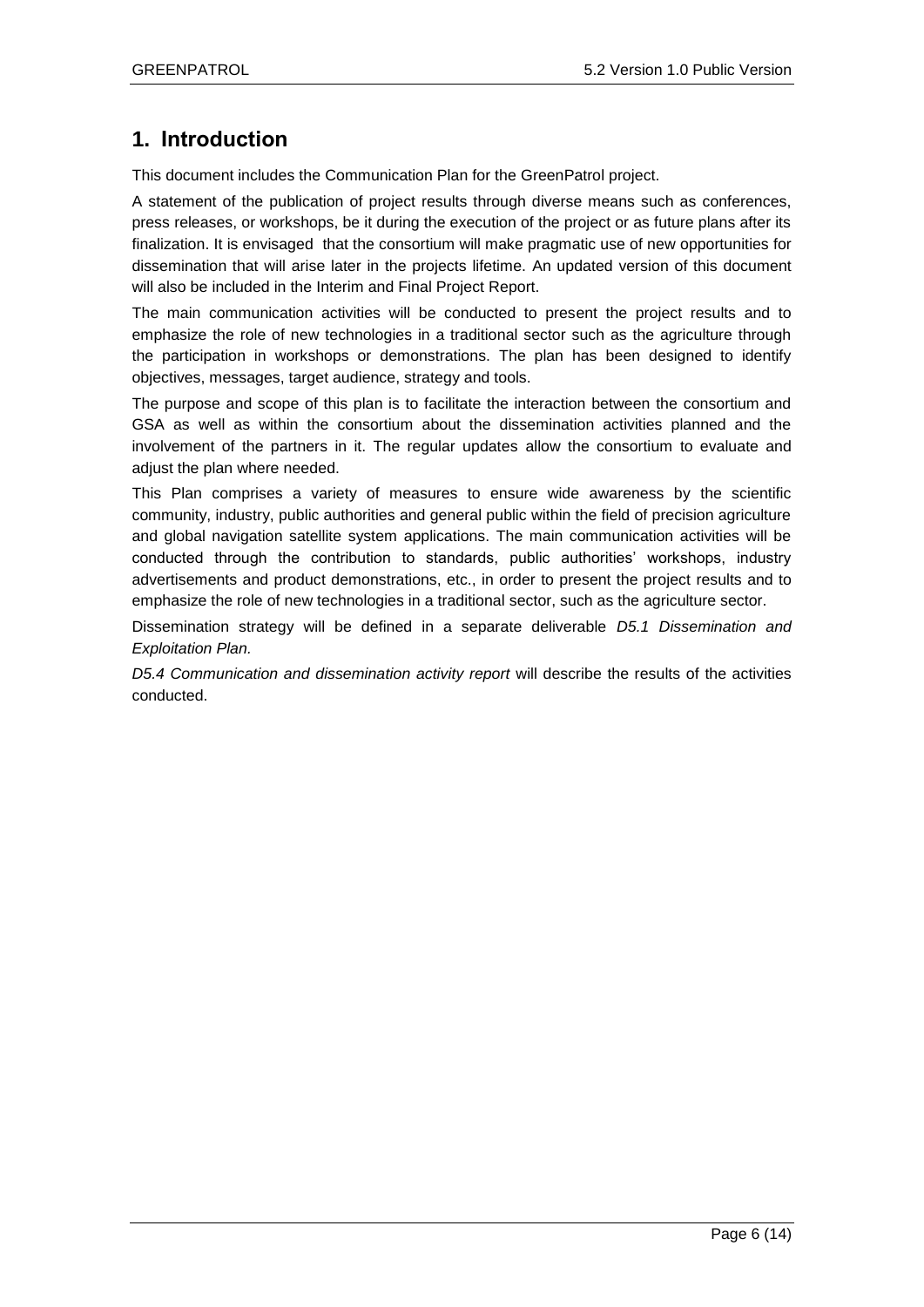# 1. Introduction

This document includes the Communication Plan for the GreenPatrol project.

A statement of the publication of project results through diverse means such as conferences, press releases, or workshops, be it during the execution of the project or as future plans after its finalization. It is envisaged that the consortium will make pragmatic use of new opportunities for dissemination that will arise later in the projects lifetime. An updated version of this document will also be included in the Interim and Final Project Report.

The main communication activities will be conducted to present the project results and to emphasize the role of new technologies in a traditional sector such as the agriculture through the participation in workshops or demonstrations. The plan has been designed to identify objectives, messages, target audience, strategy and tools.

The purpose and scope of this plan is to facilitate the interaction between the consortium and GSA as well as within the consortium about the dissemination activities planned and the involvement of the partners in it. The regular updates allow the consortium to evaluate and adjust the plan where needed.

This Plan comprises a variety of measures to ensure wide awareness by the scientific community, industry, public authorities and general public within the field of precision agriculture and global navigation satellite system applications. The main communication activities will be conducted through the contribution to standards, public authorities' workshops, industry advertisements and product demonstrations, etc., in order to present the project results and to emphasize the role of new technologies in a traditional sector, such as the agriculture sector.

Dissemination strategy will be defined in a separate deliverable *D5.1 Dissemination and Exploitation Plan.*

*D5.4 Communication and dissemination activity report* will describe the results of the activities conducted.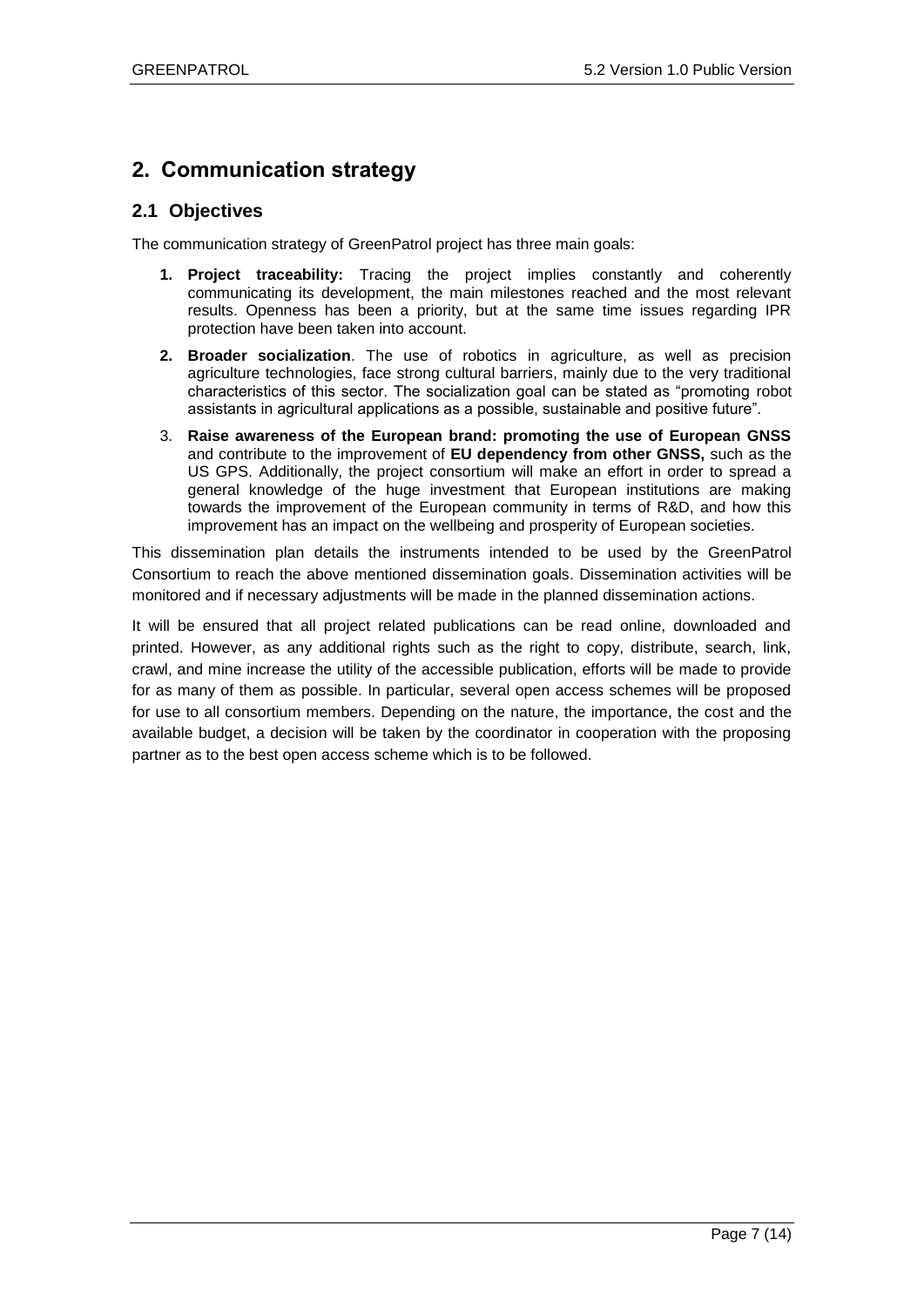# 2. Communication strategy

## 2.1 Objectives

The communication strategy of GreenPatrol project has three main goals:

1. **Project traceability:** Tracing the project implies constantly and coherently communicating its development, the main milestones reached and the most relevant results. Openness has been a priority, but at the same time issues regarding IPR protection have been taken into account.
2. **Broader socialization**. The use of robotics in agriculture, as well as precision agriculture technologies, face strong cultural barriers, mainly due to the very traditional characteristics of this sector. The socialization goal can be stated as "promoting robot assistants in agricultural applications as a possible, sustainable and positive future".
3. **Raise awareness of the European brand: promoting the use of European GNSS** and contribute to the improvement of **EU dependency from other GNSS,** such as the US GPS. Additionally, the project consortium will make an effort in order to spread a general knowledge of the huge investment that European institutions are making towards the improvement of the European community in terms of R&D, and how this improvement has an impact on the wellbeing and prosperity of European societies.

This dissemination plan details the instruments intended to be used by the GreenPatrol Consortium to reach the above mentioned dissemination goals. Dissemination activities will be monitored and if necessary adjustments will be made in the planned dissemination actions.

It will be ensured that all project related publications can be read online, downloaded and printed. However, as any additional rights such as the right to copy, distribute, search, link, crawl, and mine increase the utility of the accessible publication, efforts will be made to provide for as many of them as possible. In particular, several open access schemes will be proposed for use to all consortium members. Depending on the nature, the importance, the cost and the available budget, a decision will be taken by the coordinator in cooperation with the proposing partner as to the best open access scheme which is to be followed.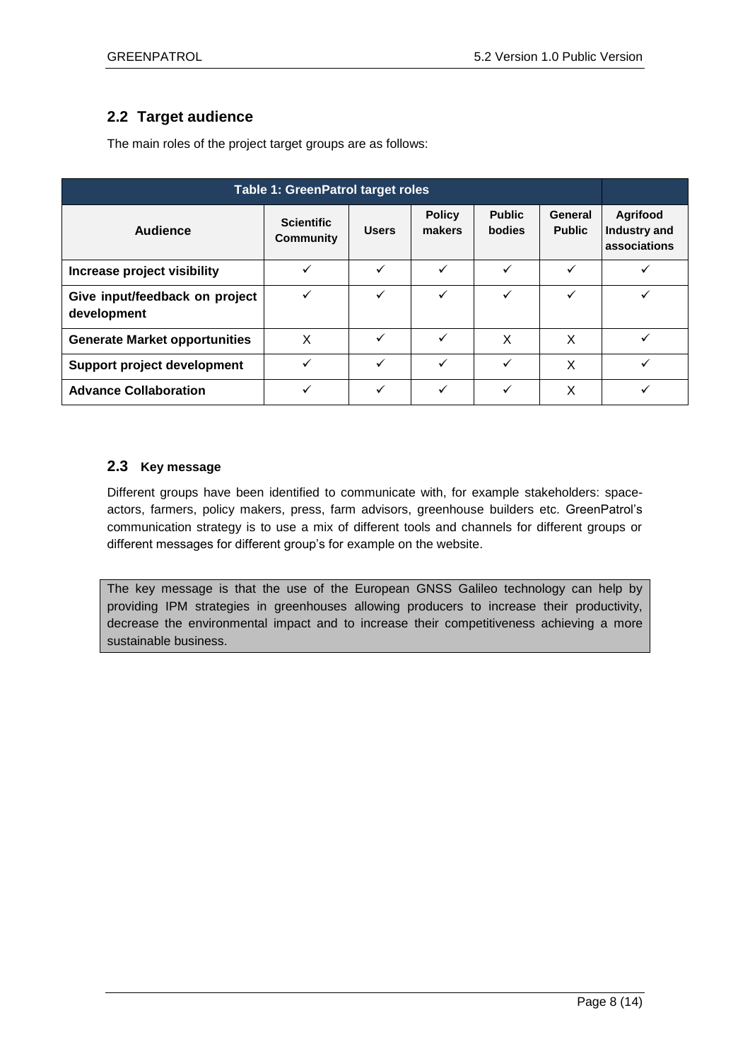## 2.2 Target audience

The main roles of the project target groups are as follows:

**Table 1: GreenPatrol target roles**

| Audience | Scientific Community | Users | Policy makers | Public bodies | General Public | Agrifood Industry and associations |
|---|---|---|---|---|---|---|
| **Increase project visibility** | ✓ | ✓ | ✓ | ✓ | ✓ | ✓ |
| **Give input/feedback on project development** | ✓ | ✓ | ✓ | ✓ | ✓ | ✓ |
| **Generate Market opportunities** | X | ✓ | ✓ | X | X | ✓ |
| **Support project development** | ✓ | ✓ | ✓ | ✓ | X | ✓ |
| **Advance Collaboration** | ✓ | ✓ | ✓ | ✓ | X | ✓ |

## 2.3 Key message

Different groups have been identified to communicate with, for example stakeholders: space-actors, farmers, policy makers, press, farm advisors, greenhouse builders etc. GreenPatrol's communication strategy is to use a mix of different tools and channels for different groups or different messages for different group's for example on the website.

The key message is that the use of the European GNSS Galileo technology can help by providing IPM strategies in greenhouses allowing producers to increase their productivity, decrease the environmental impact and to increase their competitiveness achieving a more sustainable business.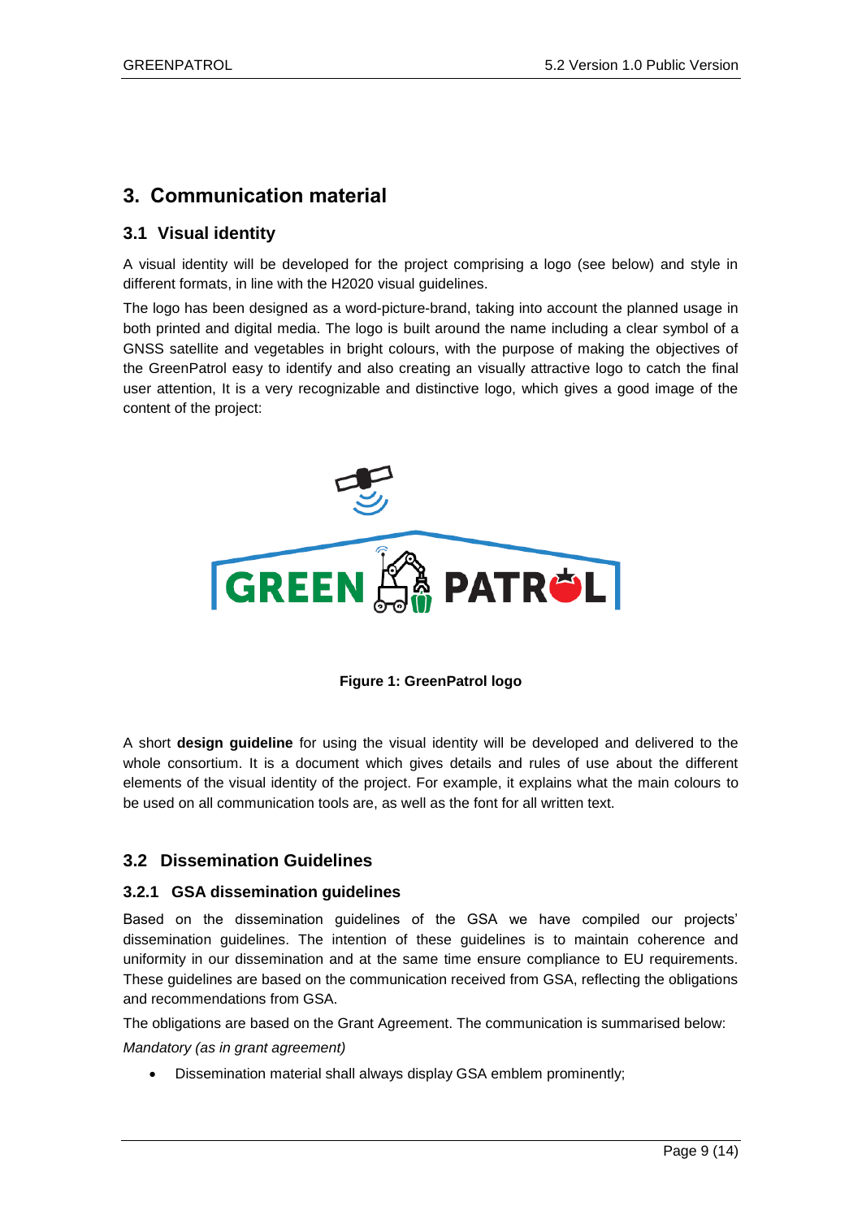# 3. Communication material

## 3.1 Visual identity

A visual identity will be developed for the project comprising a logo (see below) and style in different formats, in line with the H2020 visual guidelines.

The logo has been designed as a word-picture-brand, taking into account the planned usage in both printed and digital media. The logo is built around the name including a clear symbol of a GNSS satellite and vegetables in bright colours, with the purpose of making the objectives of the GreenPatrol easy to identify and also creating an visually attractive logo to catch the final user attention, It is a very recognizable and distinctive logo, which gives a good image of the content of the project:

**Figure 1: GreenPatrol logo**

A short **design guideline** for using the visual identity will be developed and delivered to the whole consortium. It is a document which gives details and rules of use about the different elements of the visual identity of the project. For example, it explains what the main colours to be used on all communication tools are, as well as the font for all written text.

## 3.2 Dissemination Guidelines

### 3.2.1 GSA dissemination guidelines

Based on the dissemination guidelines of the GSA we have compiled our projects' dissemination guidelines. The intention of these guidelines is to maintain coherence and uniformity in our dissemination and at the same time ensure compliance to EU requirements. These guidelines are based on the communication received from GSA, reflecting the obligations and recommendations from GSA.

The obligations are based on the Grant Agreement. The communication is summarised below:

*Mandatory (as in grant agreement)*

- Dissemination material shall always display GSA emblem prominently;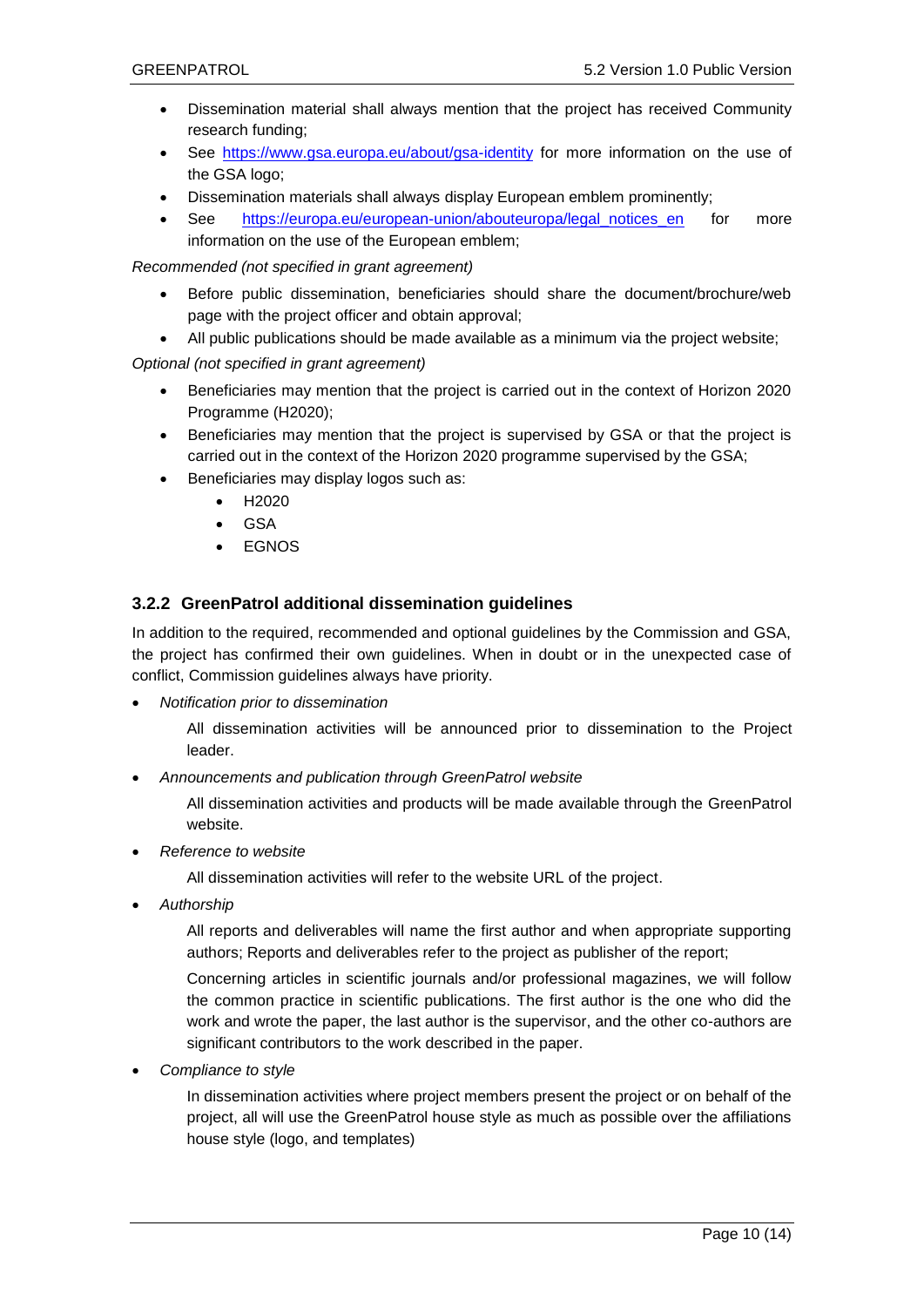- Dissemination material shall always mention that the project has received Community research funding;
- See https://www.gsa.europa.eu/about/gsa-identity for more information on the use of the GSA logo;
- Dissemination materials shall always display European emblem prominently;
- See https://europa.eu/european-union/abouteuropa/legal_notices_en for more information on the use of the European emblem;

*Recommended (not specified in grant agreement)*

- Before public dissemination, beneficiaries should share the document/brochure/web page with the project officer and obtain approval;
- All public publications should be made available as a minimum via the project website;

*Optional (not specified in grant agreement)*

- Beneficiaries may mention that the project is carried out in the context of Horizon 2020 Programme (H2020);
- Beneficiaries may mention that the project is supervised by GSA or that the project is carried out in the context of the Horizon 2020 programme supervised by the GSA;
- Beneficiaries may display logos such as:
    - H2020
    - GSA
    - EGNOS

### 3.2.2 GreenPatrol additional dissemination guidelines

In addition to the required, recommended and optional guidelines by the Commission and GSA, the project has confirmed their own guidelines. When in doubt or in the unexpected case of conflict, Commission guidelines always have priority.

- *Notification prior to dissemination*

  All dissemination activities will be announced prior to dissemination to the Project leader.

- *Announcements and publication through GreenPatrol website*

  All dissemination activities and products will be made available through the GreenPatrol website.

- *Reference to website*

  All dissemination activities will refer to the website URL of the project.

- *Authorship*

  All reports and deliverables will name the first author and when appropriate supporting authors; Reports and deliverables refer to the project as publisher of the report;

  Concerning articles in scientific journals and/or professional magazines, we will follow the common practice in scientific publications. The first author is the one who did the work and wrote the paper, the last author is the supervisor, and the other co-authors are significant contributors to the work described in the paper.

- *Compliance to style*

  In dissemination activities where project members present the project or on behalf of the project, all will use the GreenPatrol house style as much as possible over the affiliations house style (logo, and templates)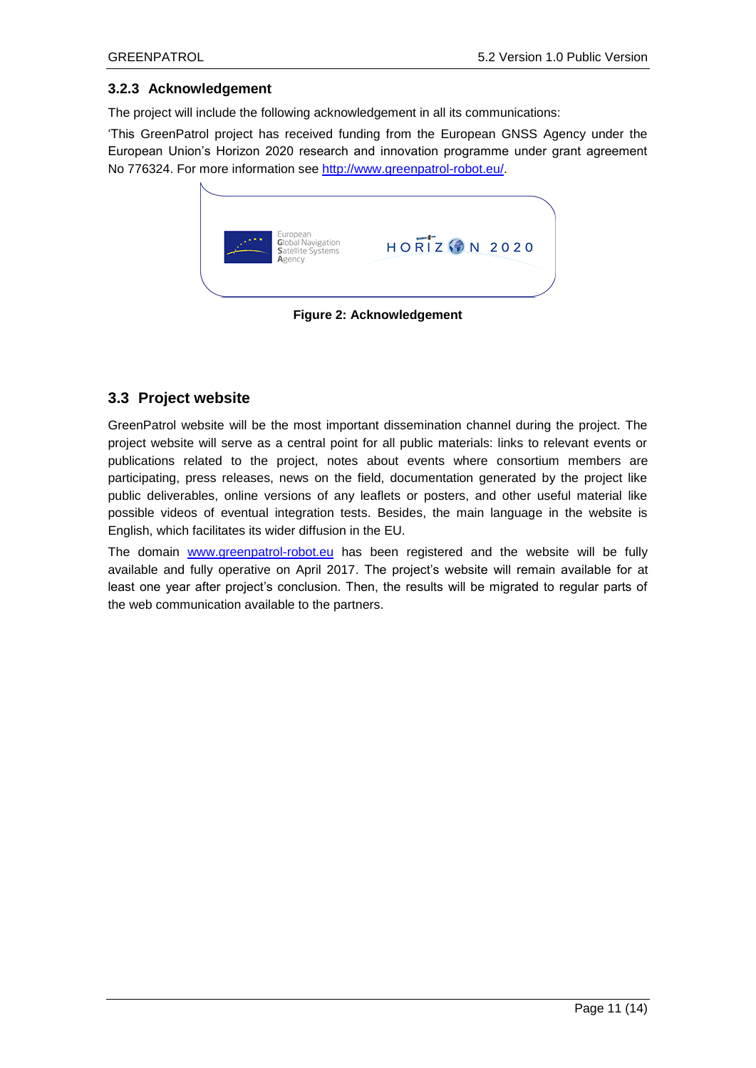### 3.2.3 Acknowledgement

The project will include the following acknowledgement in all its communications:

'This GreenPatrol project has received funding from the European GNSS Agency under the European Union's Horizon 2020 research and innovation programme under grant agreement No 776324. For more information see [http://www.greenpatrol-robot.eu/](http://www.greenpatrol-robot.eu/).

**Figure 2: Acknowledgement**

## 3.3 Project website

GreenPatrol website will be the most important dissemination channel during the project. The project website will serve as a central point for all public materials: links to relevant events or publications related to the project, notes about events where consortium members are participating, press releases, news on the field, documentation generated by the project like public deliverables, online versions of any leaflets or posters, and other useful material like possible videos of eventual integration tests. Besides, the main language in the website is English, which facilitates its wider diffusion in the EU.

The domain [www.greenpatrol-robot.eu](http://www.greenpatrol-robot.eu) has been registered and the website will be fully available and fully operative on April 2017. The project's website will remain available for at least one year after project's conclusion. Then, the results will be migrated to regular parts of the web communication available to the partners.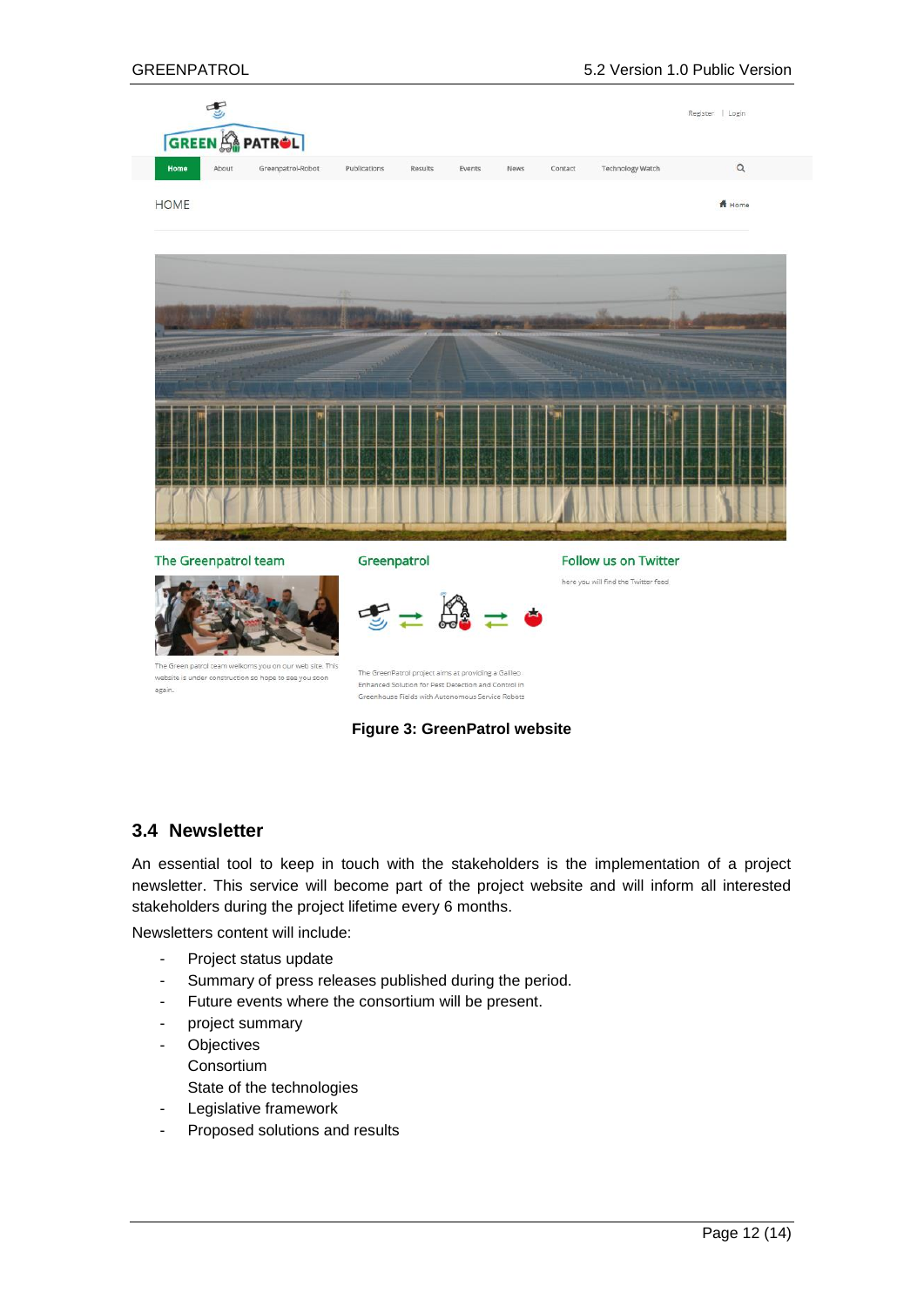Figure 3: GreenPatrol website

## 3.4 Newsletter

An essential tool to keep in touch with the stakeholders is the implementation of a project newsletter. This service will become part of the project website and will inform all interested stakeholders during the project lifetime every 6 months.

Newsletters content will include:

- Project status update
- Summary of press releases published during the period.
- Future events where the consortium will be present.
- project summary
- Objectives
  Consortium
  State of the technologies
- Legislative framework
- Proposed solutions and results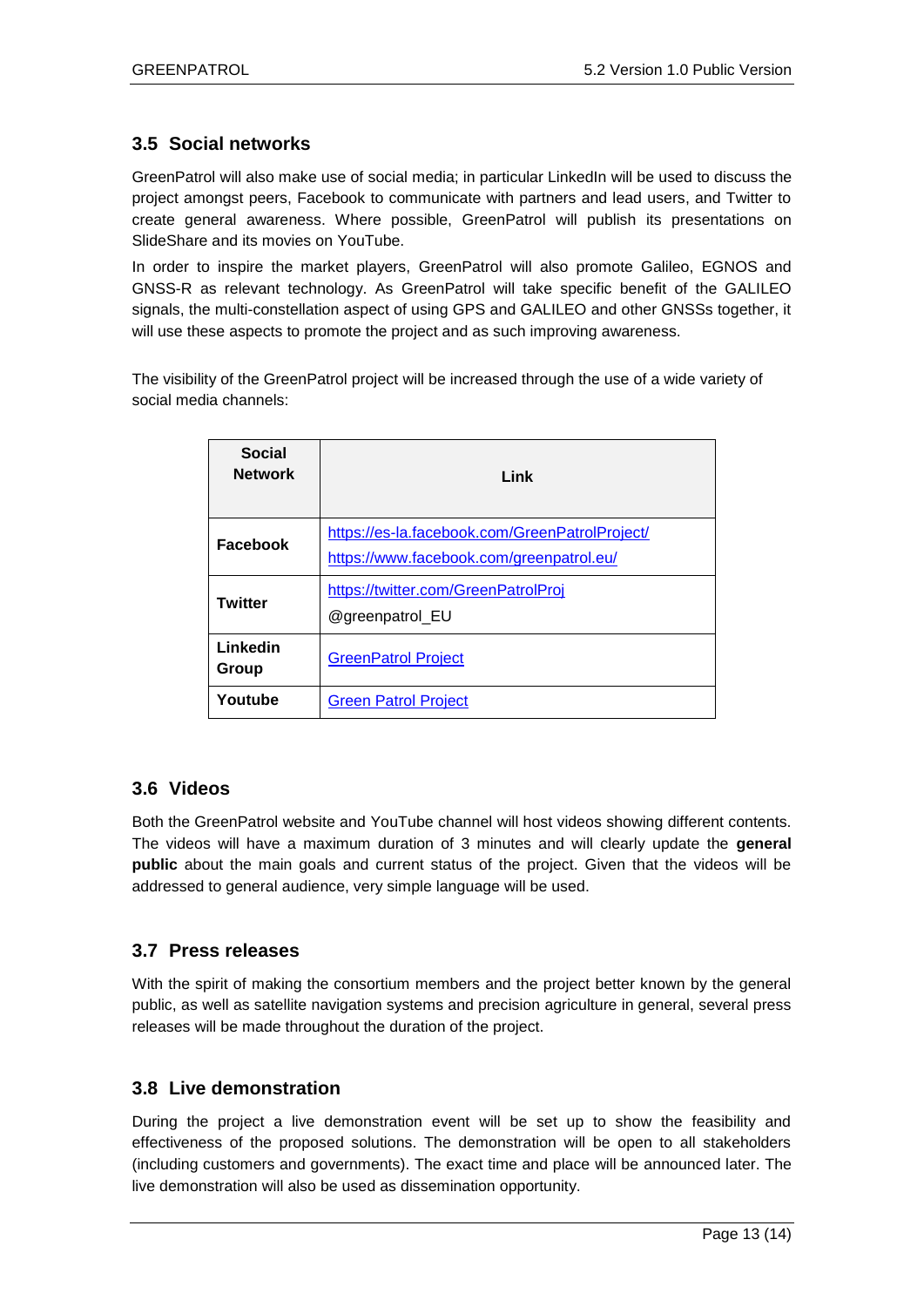## 3.5 Social networks

GreenPatrol will also make use of social media; in particular LinkedIn will be used to discuss the project amongst peers, Facebook to communicate with partners and lead users, and Twitter to create general awareness. Where possible, GreenPatrol will publish its presentations on SlideShare and its movies on YouTube.

In order to inspire the market players, GreenPatrol will also promote Galileo, EGNOS and GNSS-R as relevant technology. As GreenPatrol will take specific benefit of the GALILEO signals, the multi-constellation aspect of using GPS and GALILEO and other GNSSs together, it will use these aspects to promote the project and as such improving awareness.

The visibility of the GreenPatrol project will be increased through the use of a wide variety of social media channels:

| Social Network | Link |
|---|---|
| **Facebook** | [https://es-la.facebook.com/GreenPatrolProject/](https://es-la.facebook.com/GreenPatrolProject/)<br>[https://www.facebook.com/greenpatrol.eu/](https://www.facebook.com/greenpatrol.eu/) |
| **Twitter** | [https://twitter.com/GreenPatrolProj](https://twitter.com/GreenPatrolProj)<br>@greenpatrol_EU |
| **Linkedin Group** | GreenPatrol Project |
| **Youtube** | Green Patrol Project |

## 3.6 Videos

Both the GreenPatrol website and YouTube channel will host videos showing different contents. The videos will have a maximum duration of 3 minutes and will clearly update the **general public** about the main goals and current status of the project. Given that the videos will be addressed to general audience, very simple language will be used.

## 3.7 Press releases

With the spirit of making the consortium members and the project better known by the general public, as well as satellite navigation systems and precision agriculture in general, several press releases will be made throughout the duration of the project.

## 3.8 Live demonstration

During the project a live demonstration event will be set up to show the feasibility and effectiveness of the proposed solutions. The demonstration will be open to all stakeholders (including customers and governments). The exact time and place will be announced later. The live demonstration will also be used as dissemination opportunity.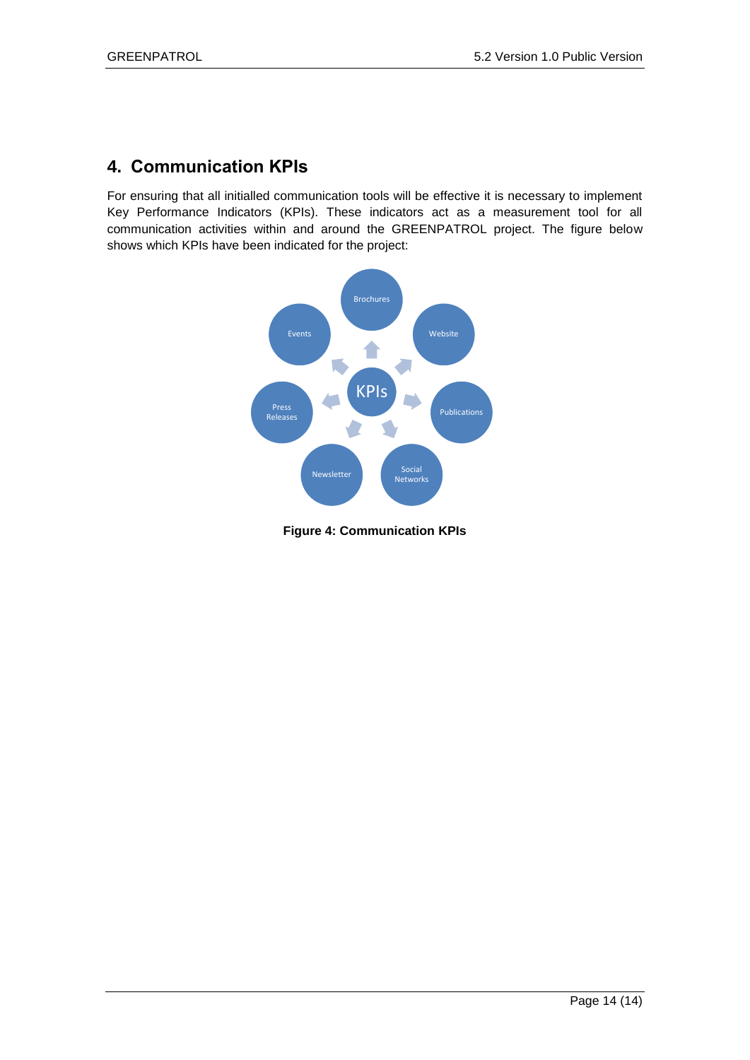## 4. Communication KPIs

For ensuring that all initialled communication tools will be effective it is necessary to implement Key Performance Indicators (KPIs). These indicators act as a measurement tool for all communication activities within and around the GREENPATROL project. The figure below shows which KPIs have been indicated for the project:

KPIs

Brochures

Website

Publications

Social Networks

Newsletter

Press Releases

Events

**Figure 4: Communication KPIs**